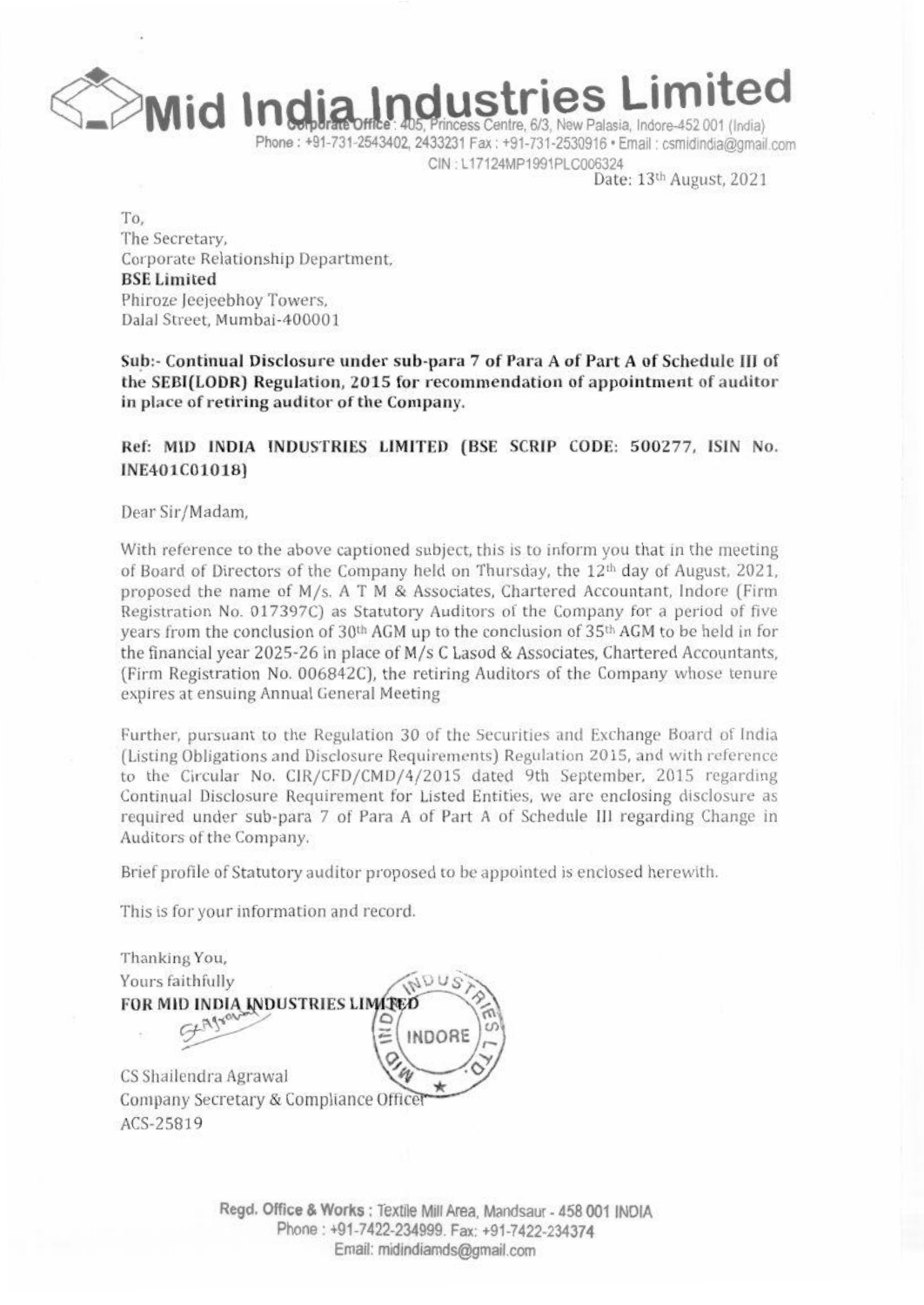# Mid India Industries Limited

Corporate Office : 405, Princess Centre, 6/3, New Palasia, Indore-452 001 (India)
Phone : +91-731-2543402, 2433231 Fax : +91-731-2530916 • Email : csmidindia@gmail.com
CIN : L17124MP1991PLC006324

Date: 13th August, 2021

To,
The Secretary,
Corporate Relationship Department,
**BSE Limited**
Phiroze Jeejeebhoy Towers,
Dalal Street, Mumbai-400001

**Sub:- Continual Disclosure under sub-para 7 of Para A of Part A of Schedule III of the SEBI(LODR) Regulation, 2015 for recommendation of appointment of auditor in place of retiring auditor of the Company.**

**Ref: MID INDIA INDUSTRIES LIMITED (BSE SCRIP CODE: 500277, ISIN No. INE401C01018)**

Dear Sir/Madam,

With reference to the above captioned subject, this is to inform you that in the meeting of Board of Directors of the Company held on Thursday, the 12th day of August, 2021, proposed the name of M/s. A T M & Associates, Chartered Accountant, Indore (Firm Registration No. 017397C) as Statutory Auditors of the Company for a period of five years from the conclusion of 30th AGM up to the conclusion of 35th AGM to be held in for the financial year 2025-26 in place of M/s C Lasod & Associates, Chartered Accountants, (Firm Registration No. 006842C), the retiring Auditors of the Company whose tenure expires at ensuing Annual General Meeting

Further, pursuant to the Regulation 30 of the Securities and Exchange Board of India (Listing Obligations and Disclosure Requirements) Regulation 2015, and with reference to the Circular No. CIR/CFD/CMD/4/2015 dated 9th September, 2015 regarding Continual Disclosure Requirement for Listed Entities, we are enclosing disclosure as required under sub-para 7 of Para A of Part A of Schedule III regarding Change in Auditors of the Company.

Brief profile of Statutory auditor proposed to be appointed is enclosed herewith.

This is for your information and record.

Thanking You,
Yours faithfully
**FOR MID INDIA INDUSTRIES LIMITED**

CS Shailendra Agrawal
Company Secretary & Compliance Officer
ACS-25819

**Regd. Office & Works** : Textile Mill Area, Mandsaur - 458 001 INDIA
Phone : +91-7422-234999. Fax: +91-7422-234374
Email: midindiamds@gmail.com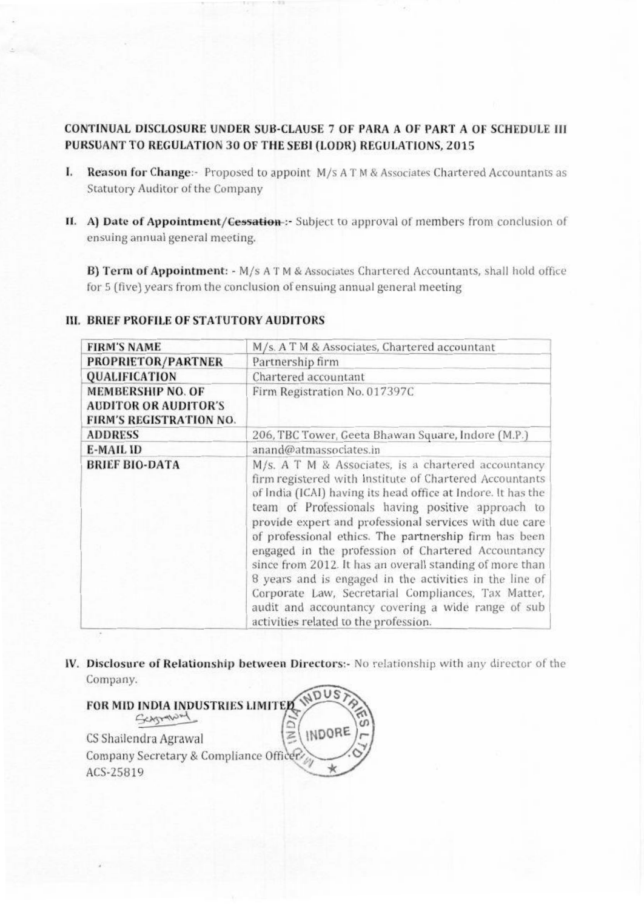**CONTINUAL DISCLOSURE UNDER SUB-CLAUSE 7 OF PARA A OF PART A OF SCHEDULE III PURSUANT TO REGULATION 30 OF THE SEBI (LODR) REGULATIONS, 2015**

I. **Reason for Change**:- Proposed to appoint M/s A T M & Associates Chartered Accountants as Statutory Auditor of the Company

II. **A) Date of Appointment/~~Cessation~~**:- Subject to approval of members from conclusion of ensuing annual general meeting.

**B) Term of Appointment**: - M/s A T M & Associates Chartered Accountants, shall hold office for 5 (five) years from the conclusion of ensuing annual general meeting

**III. BRIEF PROFILE OF STATUTORY AUDITORS**

| | |
|---|---|
| **FIRM'S NAME** | M/s. A T M & Associates, Chartered accountant |
| **PROPRIETOR/PARTNER** | Partnership firm |
| **QUALIFICATION** | Chartered accountant |
| **MEMBERSHIP NO. OF AUDITOR OR AUDITOR'S FIRM'S REGISTRATION NO.** | Firm Registration No. 017397C |
| **ADDRESS** | 206, TBC Tower, Geeta Bhawan Square, Indore (M.P.) |
| **E-MAIL ID** | anand@atmassociates.in |
| **BRIEF BIO-DATA** | M/s. A T M & Associates, is a chartered accountancy firm registered with Institute of Chartered Accountants of India (ICAI) having its head office at Indore. It has the team of Professionals having positive approach to provide expert and professional services with due care of professional ethics. The partnership firm has been engaged in the profession of Chartered Accountancy since from 2012. It has an overall standing of more than 8 years and is engaged in the activities in the line of Corporate Law, Secretarial Compliances, Tax Matter, audit and accountancy covering a wide range of sub activities related to the profession. |

IV. **Disclosure of Relationship between Directors**:- No relationship with any director of the Company.

**FOR MID INDIA INDUSTRIES LIMITED**

CS Shailendra Agrawal
Company Secretary & Compliance Officer
ACS-25819